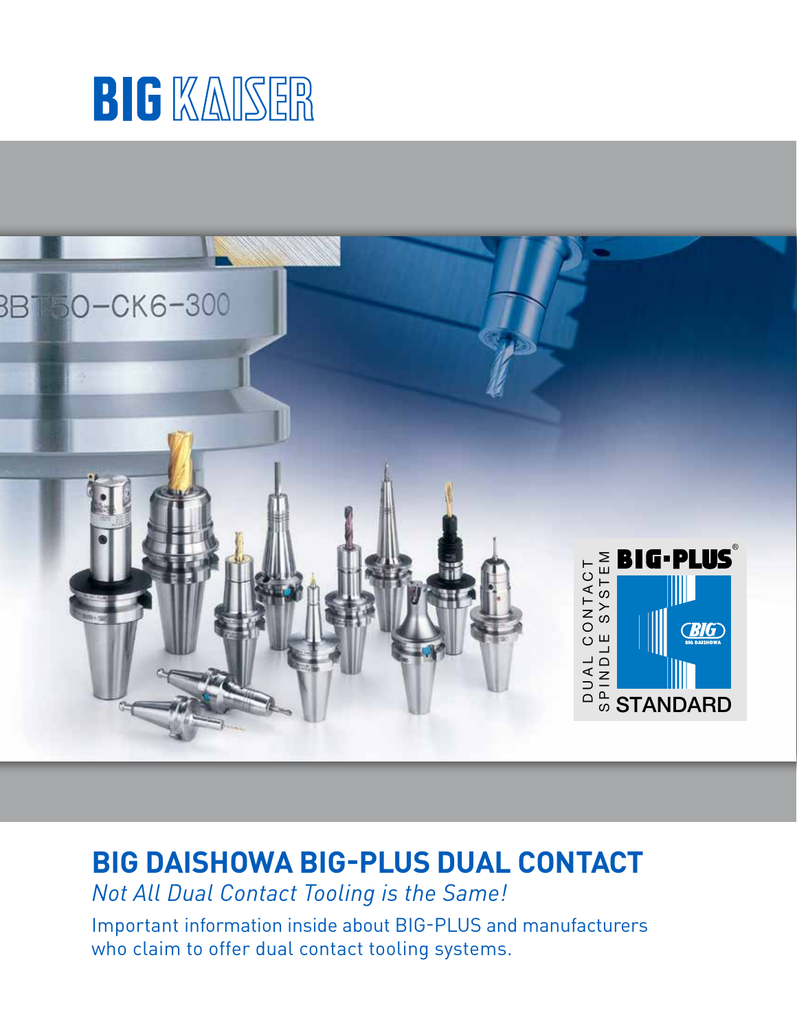BIG KAISER

# BIG DAISHOWA BIG-PLUS DUAL CONTACT

*Not All Dual Contact Tooling is the Same!*

Important information inside about BIG-PLUS and manufacturers who claim to offer dual contact tooling systems.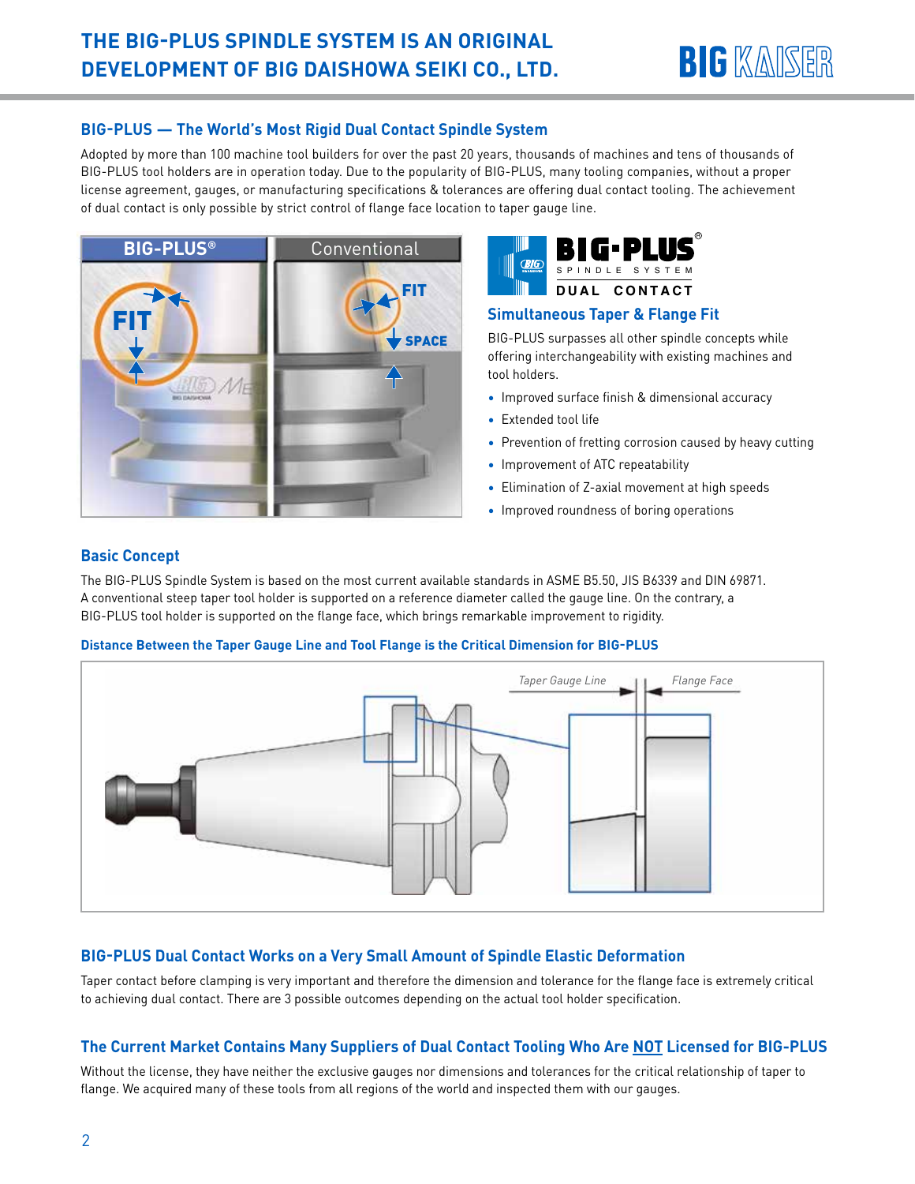# THE BIG-PLUS SPINDLE SYSTEM IS AN ORIGINAL DEVELOPMENT OF BIG DAISHOWA SEIKI CO., LTD.

## BIG-PLUS — The World's Most Rigid Dual Contact Spindle System

Adopted by more than 100 machine tool builders for over the past 20 years, thousands of machines and tens of thousands of BIG-PLUS tool holders are in operation today. Due to the popularity of BIG-PLUS, many tooling companies, without a proper license agreement, gauges, or manufacturing specifications & tolerances are offering dual contact tooling. The achievement of dual contact is only possible by strict control of flange face location to taper gauge line.

BIG-PLUS® | Conventional

FIT | FIT | SPACE

BIG-PLUS® SPINDLE SYSTEM DUAL CONTACT

### Simultaneous Taper & Flange Fit

BIG-PLUS surpasses all other spindle concepts while offering interchangeability with existing machines and tool holders.

- Improved surface finish & dimensional accuracy
- Extended tool life
- Prevention of fretting corrosion caused by heavy cutting
- Improvement of ATC repeatability
- Elimination of Z-axial movement at high speeds
- Improved roundness of boring operations

## Basic Concept

The BIG-PLUS Spindle System is based on the most current available standards in ASME B5.50, JIS B6339 and DIN 69871. A conventional steep taper tool holder is supported on a reference diameter called the gauge line. On the contrary, a BIG-PLUS tool holder is supported on the flange face, which brings remarkable improvement to rigidity.

### Distance Between the Taper Gauge Line and Tool Flange is the Critical Dimension for BIG-PLUS

*Taper Gauge Line* | *Flange Face*

## BIG-PLUS Dual Contact Works on a Very Small Amount of Spindle Elastic Deformation

Taper contact before clamping is very important and therefore the dimension and tolerance for the flange face is extremely critical to achieving dual contact. There are 3 possible outcomes depending on the actual tool holder specification.

## The Current Market Contains Many Suppliers of Dual Contact Tooling Who Are NOT Licensed for BIG-PLUS

Without the license, they have neither the exclusive gauges nor dimensions and tolerances for the critical relationship of taper to flange. We acquired many of these tools from all regions of the world and inspected them with our gauges.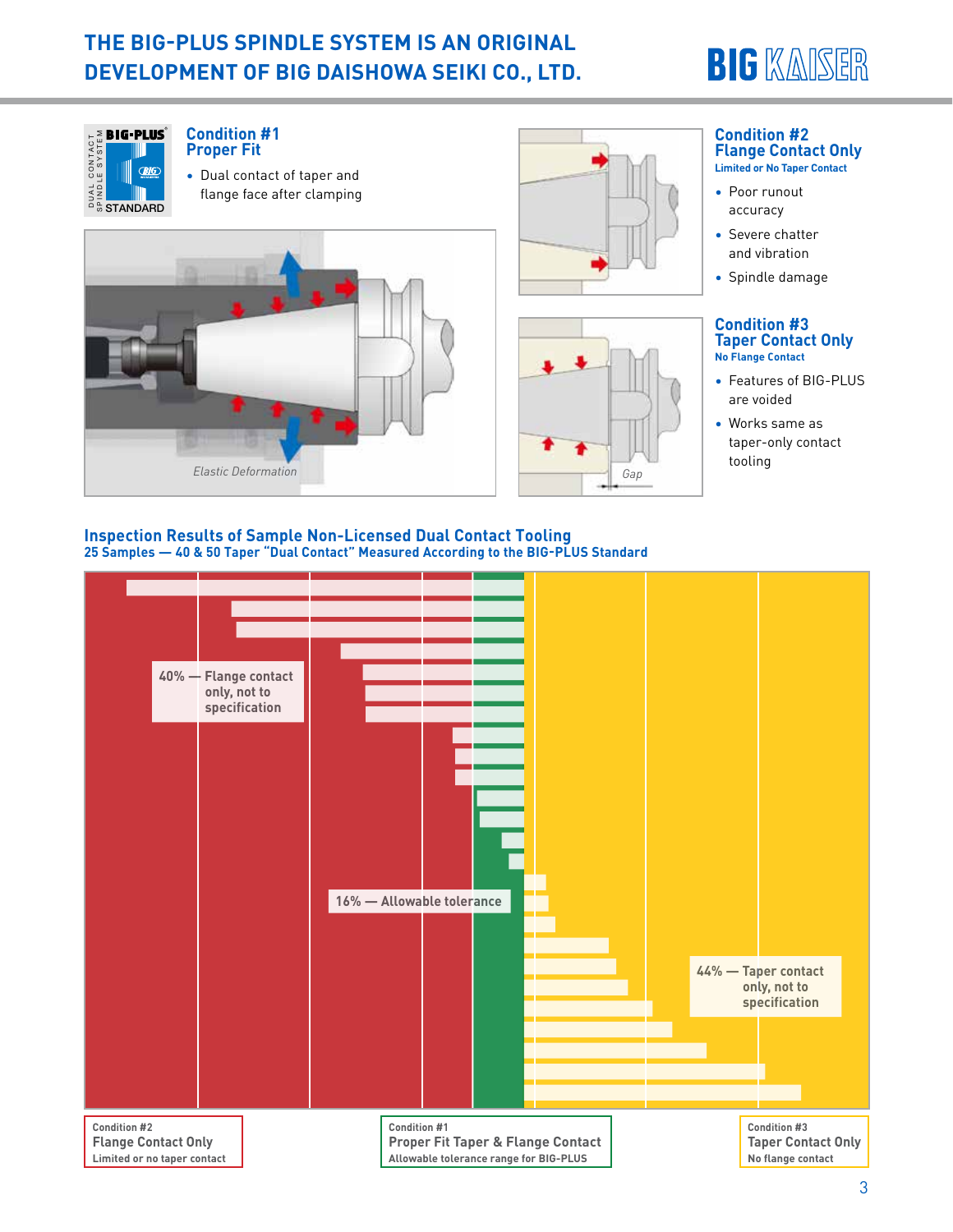# THE BIG-PLUS SPINDLE SYSTEM IS AN ORIGINAL DEVELOPMENT OF BIG DAISHOWA SEIKI CO., LTD.

BIG KAISER

DUAL CONTACT SPINDLE SYSTEM BIG-PLUS® STANDARD

## Condition #1
## Proper Fit

- Dual contact of taper and flange face after clamping

*Elastic Deformation*

## Condition #2
## Flange Contact Only

**Limited or No Taper Contact**

- Poor runout accuracy
- Severe chatter and vibration
- Spindle damage

## Condition #3
## Taper Contact Only

**No Flange Contact**

- Features of BIG-PLUS are voided
- Works same as taper-only contact tooling

*Gap*

## Inspection Results of Sample Non-Licensed Dual Contact Tooling

**25 Samples — 40 & 50 Taper "Dual Contact" Measured According to the BIG-PLUS Standard**

**40% — Flange contact only, not to specification**

**16% — Allowable tolerance**

**44% — Taper contact only, not to specification**

| Condition #2 | Condition #1 | Condition #3 |
|---|---|---|
| **Flange Contact Only** | **Proper Fit Taper & Flange Contact** | **Taper Contact Only** |
| Limited or no taper contact | Allowable tolerance range for BIG-PLUS | No flange contact |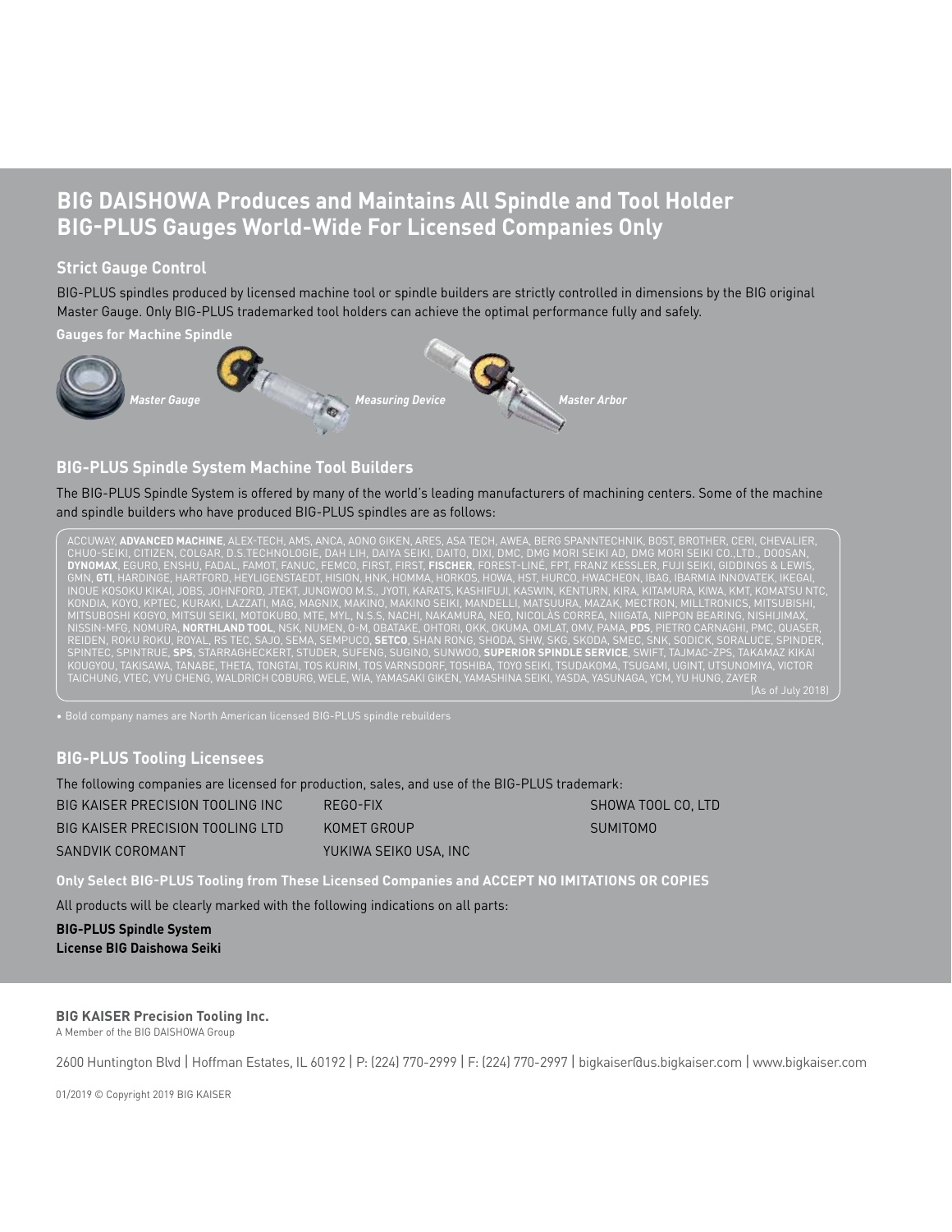# BIG DAISHOWA Produces and Maintains All Spindle and Tool Holder BIG-PLUS Gauges World-Wide For Licensed Companies Only

## Strict Gauge Control

BIG-PLUS spindles produced by licensed machine tool or spindle builders are strictly controlled in dimensions by the BIG original Master Gauge. Only BIG-PLUS trademarked tool holders can achieve the optimal performance fully and safely.

**Gauges for Machine Spindle**

*Master Gauge* *Measuring Device* *Master Arbor*

## BIG-PLUS Spindle System Machine Tool Builders

The BIG-PLUS Spindle System is offered by many of the world's leading manufacturers of machining centers. Some of the machine and spindle builders who have produced BIG-PLUS spindles are as follows:

ACCUWAY, **ADVANCED MACHINE**, ALEX-TECH, AMS, ANCA, AONO GIKEN, ARES, ASA TECH, AWEA, BERG SPANNTECHNIK, BOST, BROTHER, CERI, CHEVALIER, CHUO-SEIKI, CITIZEN, COLGAR, D.S.TECHNOLOGIE, DAH LIH, DAIYA SEIKI, DAITO, DIXI, DMC, DMG MORI SEIKI AD, DMG MORI SEIKI CO.,LTD., DOOSAN, **DYNOMAX**, EGURO, ENSHU, FADAL, FAMOT, FANUC, FEMCO, FIRST, FIRST, **FISCHER**, FOREST-LINÉ, FPT, FRANZ KESSLER, FUJI SEIKI, GIDDINGS & LEWIS, GMN, **GTI**, HARDINGE, HARTFORD, HEYLIGENSTAEDT, HISION, HNK, HOMMA, HORKOS, HOWA, HST, HURCO, HWACHEON, IBAG, IBARMIA INNOVATEK, IKEGAI, INOUE KOSOKU KIKAI, JOBS, JOHNFORD, JTEKT, JUNGWOO M.S., JYOTI, KARATS, KASHIFUJI, KASWIN, KENTURN, KIRA, KITAMURA, KIWA, KMT, KOMATSU NTC, KONDIA, KOYO, KPTEC, KURAKI, LAZZATI, MAG, MAGNIX, MAKINO, MAKINO SEIKI, MANDELLI, MATSUURA, MAZAK, MECTRON, MILLTRONICS, MITSUBISHI, MITSUBOSHI KOGYO, MITSUI SEIKI, MOTOKUBO, MTE, MYL, N.S.S, NACHI, NAKAMURA, NEO, NICOLÁS CORREA, NIIGATA, NIPPON BEARING, NISHIJIMAX, NISSIN-MFG, NOMURA, **NORTHLAND TOOL**, NSK, NUMEN, O-M, OBATAKE, OHTORI, OKK, OKUMA, OMLAT, OMV, PAMA, **PDS**, PIETRO CARNAGHI, PMC, QUASER, REIDEN, ROKU ROKU, ROYAL, RS TEC, SAJO, SEMA, SEMPUCO, **SETCO**, SHAN RONG, SHODA, SHW, SKG, SKODA, SMEC, SNK, SODICK, SORALUCE, SPINDER, SPINTEC, SPINTRUE, **SPS**, STARRAGHECKERT, STUDER, SUFENG, SUGINO, SUNWOO, **SUPERIOR SPINDLE SERVICE**, SWIFT, TAJMAC-ZPS, TAKAMAZ KIKAI KOUGYOU, TAKISAWA, TANABE, THETA, TONGTAI, TOS KURIM, TOS VARNSDORF, TOSHIBA, TOYO SEIKI, TSUDAKOMA, TSUGAMI, UGINT, UTSUNOMIYA, VICTOR TAICHUNG, VTEC, VYU CHENG, WALDRICH COBURG, WELE, WIA, YAMASAKI GIKEN, YAMASHINA SEIKI, YASDA, YASUNAGA, YCM, YU HUNG, ZAYER

(As of July 2018)

• Bold company names are North American licensed BIG-PLUS spindle rebuilders

## BIG-PLUS Tooling Licensees

The following companies are licensed for production, sales, and use of the BIG-PLUS trademark:

| | | |
|---|---|---|
| BIG KAISER PRECISION TOOLING INC | REGO-FIX | SHOWA TOOL CO, LTD |
| BIG KAISER PRECISION TOOLING LTD | KOMET GROUP | SUMITOMO |
| SANDVIK COROMANT | YUKIWA SEIKO USA, INC | |

**Only Select BIG-PLUS Tooling from These Licensed Companies and ACCEPT NO IMITATIONS OR COPIES**

All products will be clearly marked with the following indications on all parts:

**BIG-PLUS Spindle System**
**License BIG Daishowa Seiki**

**BIG KAISER Precision Tooling Inc.**
A Member of the BIG DAISHOWA Group

2600 Huntington Blvd | Hoffman Estates, IL 60192 | P: (224) 770-2999 | F: (224) 770-2997 | bigkaiser@us.bigkaiser.com | www.bigkaiser.com

01/2019 © Copyright 2019 BIG KAISER